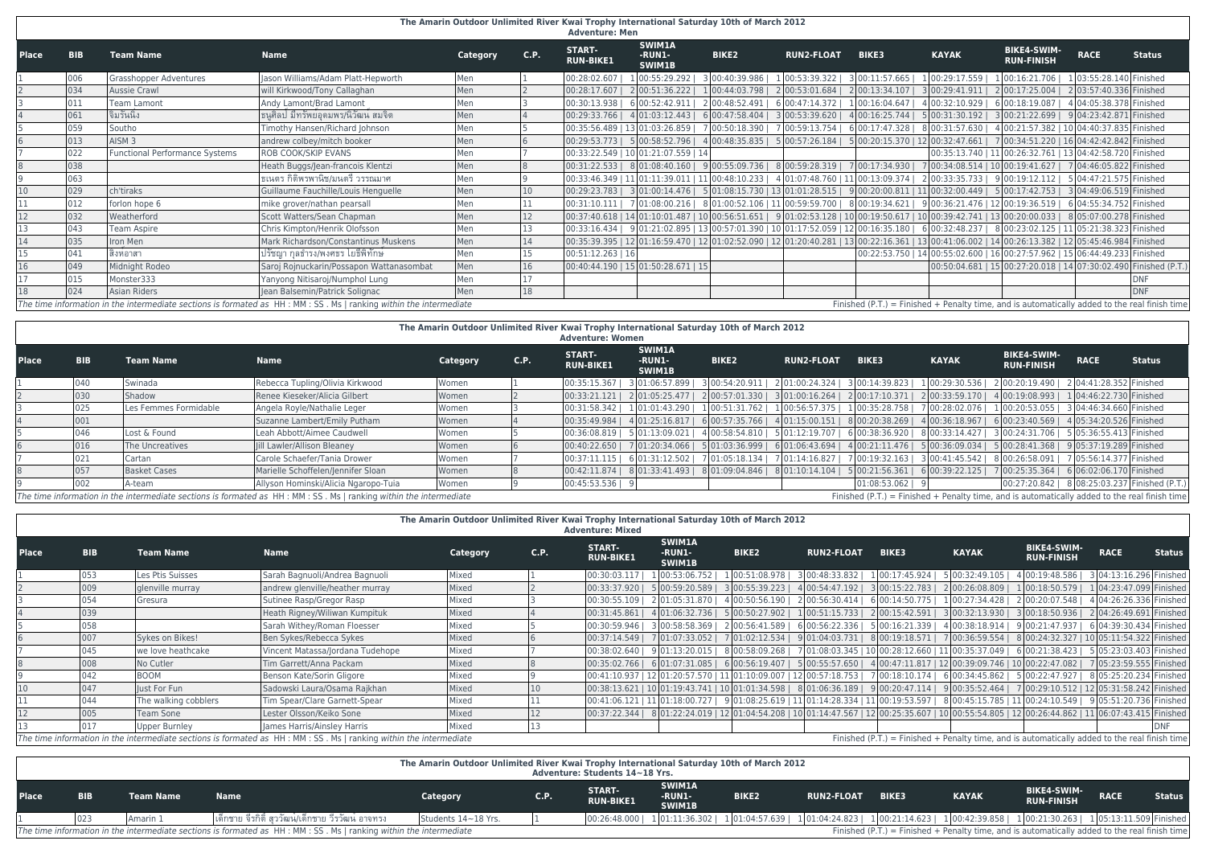## The Amarin Outdoor Unlimited River Kwai Trophy International Saturday 10th of March 2012
### Adventure: Men

| Place | BIB | Team Name | Name | Category | C.P. | START-RUN-BIKE1 | SWIM1A-RUN1-SWIM1B | BIKE2 | RUN2-FLOAT | BIKE3 | KAYAK | BIKE4-SWIM-RUN-FINISH | RACE | Status |
|---|---|---|---|---|---|---|---|---|---|---|---|---|---|---|
| 1 | 006 | Grasshopper Adventures | Jason Williams/Adam Platt-Hepworth | Men | 1 | 00:28:02.607 \| 1 | 00:55:29.292 \| 3 | 00:40:39.986 \| 1 | 00:53:39.322 \| 3 | 00:11:57.665 \| 1 | 00:29:17.559 \| 1 | 00:16:21.706 \| 1 | 03:55:28.140 | Finished |
| 2 | 034 | Aussie Crawl | will Kirkwood/Tony Callaghan | Men | 2 | 00:28:17.607 \| 2 | 00:51:36.222 \| 1 | 00:44:03.798 \| 2 | 00:53:01.684 \| 2 | 00:13:34.107 \| 3 | 00:29:41.911 \| 2 | 00:17:25.004 \| 2 | 03:57:40.336 | Finished |
| 3 | 011 | Team Lamont | Andy Lamont/Brad Lamont | Men | 3 | 00:30:13.938 \| 6 | 00:52:42.911 \| 2 | 00:48:52.491 \| 6 | 00:47:14.372 \| 1 | 00:16:04.647 \| 4 | 00:32:10.929 \| 6 | 00:18:19.087 \| 4 | 04:05:38.378 | Finished |
| 4 | 061 | จิมรันนิ่ง | ธนูศิลป์ มีทรัพย์อุดมพร/นิวัฒน์ สมจิต | Men | 4 | 00:29:33.766 \| 4 | 01:03:12.443 \| 6 | 00:47:58.404 \| 3 | 00:53:39.620 \| 4 | 00:16:25.744 \| 5 | 00:31:30.192 \| 3 | 00:21:22.699 \| 9 | 04:23:42.871 | Finished |
| 5 | 059 | Southo | Timothy Hansen/Richard Johnson | Men | 5 | 00:35:56.489 \| 13 | 01:03:26.859 \| 7 | 00:50:18.390 \| 7 | 00:59:13.754 \| 6 | 00:17:47.328 \| 8 | 00:31:57.630 \| 4 | 00:21:57.382 \| 10 | 04:40:37.835 | Finished |
| 6 | 013 | AISM 3 | andrew colbey/mitch booker | Men | 6 | 00:29:53.773 \| 5 | 00:58:52.796 \| 4 | 00:48:35.835 \| 5 | 00:57:26.184 \| 5 | 00:20:15.370 \| 12 | 00:32:47.661 \| 7 | 00:34:51.220 \| 16 | 04:42:42.842 | Finished |
| 7 | 022 | Functional Performance Systems | ROB COOK/SKIP EVANS | Men | 7 | 00:33:22.549 \| 10 | 01:21:07.559 \| 14 | | | | 00:35:13.740 \| 11 | 00:26:32.761 \| 13 | 04:42:58.720 | Finished |
| 8 | 038 | | Heath Buggs/Jean-francois Klentzi | Men | 8 | 00:31:22.533 \| 8 | 01:08:40.160 \| 9 | 00:55:09.736 \| 8 | 00:59:28.319 \| 7 | 00:17:34.930 \| 7 | 00:34:08.514 \| 10 | 00:19:41.627 \| 7 | 04:46:05.822 | Finished |
| 9 | 063 | | ธเนตร กิติพรพานิช/มนตรี วรรณมาศ | Men | 9 | 00:33:46.349 \| 11 | 01:11:39.011 \| 11 | 00:48:10.233 \| 4 | 01:07:48.760 \| 11 | 00:13:09.374 \| 2 | 00:33:35.733 \| 9 | 00:19:12.112 \| 5 | 04:47:21.575 | Finished |
| 10 | 029 | ch'tiraks | Guillaume Fauchille/Louis Henguelle | Men | 10 | 00:29:23.783 \| 3 | 01:00:14.476 \| 5 | 01:08:15.730 \| 13 | 01:01:28.515 \| 9 | 00:20:00.811 \| 11 | 00:32:00.449 \| 5 | 00:17:42.753 \| 3 | 04:49:06.519 | Finished |
| 11 | 012 | forlon hope 6 | mike grover/nathan pearsall | Men | 11 | 00:31:10.111 \| 7 | 01:08:00.216 \| 8 | 01:00:52.106 \| 11 | 00:59:59.700 \| 8 | 00:19:34.621 \| 9 | 00:36:21.476 \| 12 | 00:19:36.519 \| 6 | 04:55:34.752 | Finished |
| 12 | 032 | Weatherford | Scott Watters/Sean Chapman | Men | 12 | 00:37:40.618 \| 14 | 01:10:01.487 \| 10 | 00:56:51.651 \| 9 | 01:02:53.128 \| 10 | 00:19:50.617 \| 10 | 00:39:42.741 \| 13 | 00:20:00.033 \| 8 | 05:07:00.278 | Finished |
| 13 | 043 | Team Aspire | Chris Kimpton/Henrik Olofsson | Men | 13 | 00:33:16.434 \| 9 | 01:21:02.895 \| 13 | 00:57:01.390 \| 10 | 01:17:52.059 \| 12 | 00:16:35.180 \| 6 | 00:32:48.237 \| 8 | 00:23:02.125 \| 11 | 05:21:38.323 | Finished |
| 14 | 035 | Iron Men | Mark Richardson/Constantinus Muskens | Men | 14 | 00:35:39.395 \| 12 | 01:16:59.470 \| 12 | 01:02:52.090 \| 12 | 01:20:40.281 \| 13 | 00:22:16.361 \| 13 | 00:41:06.002 \| 14 | 00:26:13.382 \| 12 | 05:45:46.984 | Finished |
| 15 | 041 | สิงหอาสา | ปรัชญา กุลชำรง/พงศธร ไอซ์พิทักษ | Men | 15 | 00:51:12.263 \| 16 | | | | 00:22:53.750 \| 14 | 00:55:02.600 \| 16 | 00:27:57.962 \| 15 | 06:44:49.233 | Finished |
| 16 | 049 | Midnight Rodeo | Saroj Rojnuckarin/Possapon Wattanasombat | Men | 16 | 00:40:44.190 \| 15 | 01:50:28.671 \| 15 | | | | 00:50:04.681 \| 15 | 00:27:20.018 \| 14 | 07:30:02.490 | Finished (P.T.) |
| 17 | 015 | Monster333 | Yanyong Nitisaroj/Numphol Lung | Men | 17 | | | | | | | | | DNF |
| 18 | 024 | Asian Riders | Jean Balsemin/Patrick Solignac | Men | 18 | | | | | | | | | DNF |

*The time information in the intermediate sections is formated as HH : MM : SS . Ms | ranking within the intermediate*

Finished (P.T.) = Finished + Penalty time, and is automatically added to the real finish time

## The Amarin Outdoor Unlimited River Kwai Trophy International Saturday 10th of March 2012
### Adventure: Women

| Place | BIB | Team Name | Name | Category | C.P. | START-RUN-BIKE1 | SWIM1A-RUN1-SWIM1B | BIKE2 | RUN2-FLOAT | BIKE3 | KAYAK | BIKE4-SWIM-RUN-FINISH | RACE | Status |
|---|---|---|---|---|---|---|---|---|---|---|---|---|---|---|
| 1 | 040 | Swinada | Rebecca Tupling/Olivia Kirkwood | Women | 1 | 00:35:15.367 \| 3 | 01:06:57.899 \| 3 | 00:54:20.911 \| 2 | 01:00:24.324 \| 3 | 00:14:39.823 \| 1 | 00:29:30.536 \| 2 | 00:20:19.490 \| 2 | 04:41:28.352 | Finished |
| 2 | 030 | Shadow | Renee Kieseker/Alicia Gilbert | Women | 2 | 00:33:21.121 \| 2 | 01:05:25.477 \| 2 | 00:57:01.330 \| 3 | 01:00:16.264 \| 2 | 00:17:10.371 \| 2 | 00:33:59.170 \| 4 | 00:19:08.993 \| 1 | 04:46:22.730 | Finished |
| 3 | 025 | Les Femmes Formidable | Angela Royle/Nathalie Leger | Women | 3 | 00:31:58.342 \| 1 | 01:01:43.290 \| 1 | 00:51:31.762 \| 1 | 00:56:57.375 \| 1 | 00:35:28.758 \| 7 | 00:28:02.076 \| 1 | 00:20:53.055 \| 3 | 04:46:34.660 | Finished |
| 4 | 001 | | Suzanne Lambert/Emily Putham | Women | 4 | 00:35:49.984 \| 4 | 01:25:16.817 \| 6 | 00:57:35.766 \| 4 | 01:15:00.151 \| 8 | 00:20:38.269 \| 4 | 00:36:18.967 \| 6 | 00:23:40.569 \| 4 | 05:34:20.526 | Finished |
| 5 | 046 | Lost & Found | Leah Abbott/Aimee Caudwell | Women | 5 | 00:36:08.819 \| 5 | 01:13:09.021 \| 4 | 00:58:54.810 \| 5 | 01:12:19.707 \| 6 | 00:38:36.920 \| 8 | 00:33:14.427 \| 3 | 00:24:31.706 \| 5 | 05:36:55.413 | Finished |
| 6 | 016 | The Uncreatives | Jill Lawler/Allison Bleaney | Women | 6 | 00:40:22.650 \| 7 | 01:20:34.066 \| 5 | 01:03:36.999 \| 6 | 01:06:43.694 \| 4 | 00:21:11.476 \| 5 | 00:36:09.034 \| 5 | 00:28:41.368 \| 9 | 05:37:19.289 | Finished |
| 7 | 021 | Cartan | Carole Schaefer/Tania Drower | Women | 7 | 00:37:11.115 \| 6 | 01:31:12.502 \| 7 | 01:05:18.134 \| 7 | 01:14:16.827 \| 7 | 00:19:32.163 \| 3 | 00:41:45.542 \| 8 | 00:26:58.091 \| 7 | 05:56:14.377 | Finished |
| 8 | 057 | Basket Cases | Marielle Schoffelen/Jennifer Sloan | Women | 8 | 00:42:11.874 \| 8 | 01:33:41.493 \| 8 | 01:09:04.846 \| 8 | 01:10:14.104 \| 5 | 00:21:56.361 \| 6 | 00:39:22.125 \| 7 | 00:25:35.364 \| 6 | 06:02:06.170 | Finished |
| 9 | 002 | A-team | Allyson Hominski/Alicia Ngaropo-Tuia | Women | 9 | 00:45:53.536 \| 9 | | | | 01:08:53.062 \| 9 | | 00:27:20.842 \| 8 | 08:25:03.237 | Finished (P.T.) |

*The time information in the intermediate sections is formated as HH : MM : SS . Ms | ranking within the intermediate*

Finished (P.T.) = Finished + Penalty time, and is automatically added to the real finish time

## The Amarin Outdoor Unlimited River Kwai Trophy International Saturday 10th of March 2012
### Adventure: Mixed

| Place | BIB | Team Name | Name | Category | C.P. | START-RUN-BIKE1 | SWIM1A-RUN1-SWIM1B | BIKE2 | RUN2-FLOAT | BIKE3 | KAYAK | BIKE4-SWIM-RUN-FINISH | RACE | Status |
|---|---|---|---|---|---|---|---|---|---|---|---|---|---|---|
| 1 | 053 | Les Ptis Suisses | Sarah Bagnuoli/Andrea Bagnuoli | Mixed | 1 | 00:30:03.117 \| 1 | 00:53:06.752 \| 1 | 00:51:08.978 \| 3 | 00:48:33.832 \| 1 | 00:17:45.924 \| 5 | 00:32:49.105 \| 4 | 00:19:48.586 \| 3 | 04:13:16.296 | Finished |
| 2 | 009 | glenville murray | andrew glenville/heather murray | Mixed | 2 | 00:33:37.920 \| 5 | 00:59:20.589 \| 3 | 00:55:39.223 \| 4 | 00:54:47.192 \| 3 | 00:15:22.783 \| 2 | 00:26:08.809 \| 1 | 00:18:50.579 \| 1 | 04:23:47.099 | Finished |
| 3 | 054 | Gresura | Sutinee Rasp/Gregor Rasp | Mixed | 3 | 00:30:55.109 \| 2 | 01:05:31.870 \| 4 | 00:50:56.190 \| 2 | 00:56:30.414 \| 6 | 00:14:50.775 \| 1 | 00:27:34.428 \| 2 | 00:20:07.548 \| 4 | 04:26:26.336 | Finished |
| 4 | 039 | | Heath Rigney/Wiliwan Kumpituk | Mixed | 4 | 00:31:45.861 \| 4 | 01:06:32.736 \| 5 | 00:50:27.902 \| 1 | 00:51:15.733 \| 2 | 00:15:42.591 \| 3 | 00:32:13.930 \| 3 | 00:18:50.936 \| 2 | 04:26:49.691 | Finished |
| 5 | 058 | | Sarah Withey/Roman Floesser | Mixed | 5 | 00:30:59.946 \| 3 | 00:58:58.369 \| 2 | 00:56:41.589 \| 6 | 00:56:22.336 \| 5 | 00:16:21.339 \| 4 | 00:38:18.914 \| 9 | 00:21:47.937 \| 6 | 04:39:30.434 | Finished |
| 6 | 007 | Sykes on Bikes! | Ben Sykes/Rebecca Sykes | Mixed | 6 | 00:37:14.549 \| 7 | 01:07:33.052 \| 7 | 01:02:12.534 \| 9 | 01:04:03.731 \| 8 | 00:19:18.571 \| 7 | 00:36:59.554 \| 8 | 00:24:32.327 \| 10 | 05:11:54.322 | Finished |
| 7 | 045 | we love heathcake | Vincent Matassa/Jordana Tudehope | Mixed | 7 | 00:38:02.640 \| 9 | 01:13:20.015 \| 8 | 00:58:09.268 \| 7 | 01:08:03.345 \| 10 | 00:28:12.660 \| 11 | 00:35:37.049 \| 6 | 00:21:38.423 \| 5 | 05:23:03.403 | Finished |
| 8 | 008 | No Cutler | Tim Garrett/Anna Packam | Mixed | 8 | 00:35:02.766 \| 6 | 01:07:31.085 \| 6 | 00:56:19.407 \| 5 | 00:55:57.650 \| 4 | 00:47:11.817 \| 12 | 00:39:09.746 \| 10 | 00:22:47.082 \| 7 | 05:23:59.555 | Finished |
| 9 | 042 | BOOM | Benson Kate/Sorin Gligore | Mixed | 9 | 00:41:10.937 \| 12 | 01:20:57.570 \| 11 | 01:10:09.007 \| 12 | 00:57:18.753 \| 7 | 00:18:10.174 \| 6 | 00:34:45.862 \| 5 | 00:22:47.927 \| 8 | 05:25:20.234 | Finished |
| 10 | 047 | Just For Fun | Sadowski Laura/Osama Rajkhan | Mixed | 10 | 00:38:13.621 \| 10 | 01:19:43.741 \| 10 | 01:01:34.598 \| 8 | 01:06:36.189 \| 9 | 00:20:47.114 \| 9 | 00:35:52.464 \| 7 | 00:29:10.512 \| 12 | 05:31:58.242 | Finished |
| 11 | 044 | The walking cobblers | Tim Spear/Clare Garnett-Spear | Mixed | 11 | 00:41:06.121 \| 11 | 01:18:00.727 \| 9 | 01:08:25.619 \| 11 | 01:14:28.334 \| 11 | 00:19:53.597 \| 8 | 00:45:15.785 \| 11 | 00:24:10.549 \| 9 | 05:51:20.736 | Finished |
| 12 | 005 | Team Sone | Lester Olsson/Keiko Sone | Mixed | 12 | 00:37:22.344 \| 8 | 01:22:24.019 \| 12 | 01:04:54.208 \| 10 | 01:14:47.567 \| 12 | 00:25:35.607 \| 10 | 00:55:54.805 \| 12 | 00:26:44.862 \| 11 | 06:07:43.415 | Finished |
| 13 | 017 | Upper Burnley | James Harris/Ainsley Harris | Mixed | 13 | | | | | | | | | DNF |

*The time information in the intermediate sections is formated as HH : MM : SS . Ms | ranking within the intermediate*

Finished (P.T.) = Finished + Penalty time, and is automatically added to the real finish time

## The Amarin Outdoor Unlimited River Kwai Trophy International Saturday 10th of March 2012
### Adventure: Students 14~18 Yrs.

| Place | BIB | Team Name | Name | Category | C.P. | START-RUN-BIKE1 | SWIM1A-RUN1-SWIM1B | BIKE2 | RUN2-FLOAT | BIKE3 | KAYAK | BIKE4-SWIM-RUN-FINISH | RACE | Status |
|---|---|---|---|---|---|---|---|---|---|---|---|---|---|---|
| 1 | 023 | Amarin 1 | เด็กชาย จิรภัทร์ สุววัฒน์/เด็กชาย วีรวัฒน์ อาจทรง | Students 14~18 Yrs. | 1 | 00:26:48.000 \| 1 | 01:11:36.302 \| 1 | 01:04:57.639 \| 1 | 01:04:24.823 \| 1 | 00:21:14.623 \| 1 | 00:42:39.858 \| 1 | 00:21:30.263 \| 1 | 05:13:11.509 | Finished |

*The time information in the intermediate sections is formated as HH : MM : SS . Ms | ranking within the intermediate*

Finished (P.T.) = Finished + Penalty time, and is automatically added to the real finish time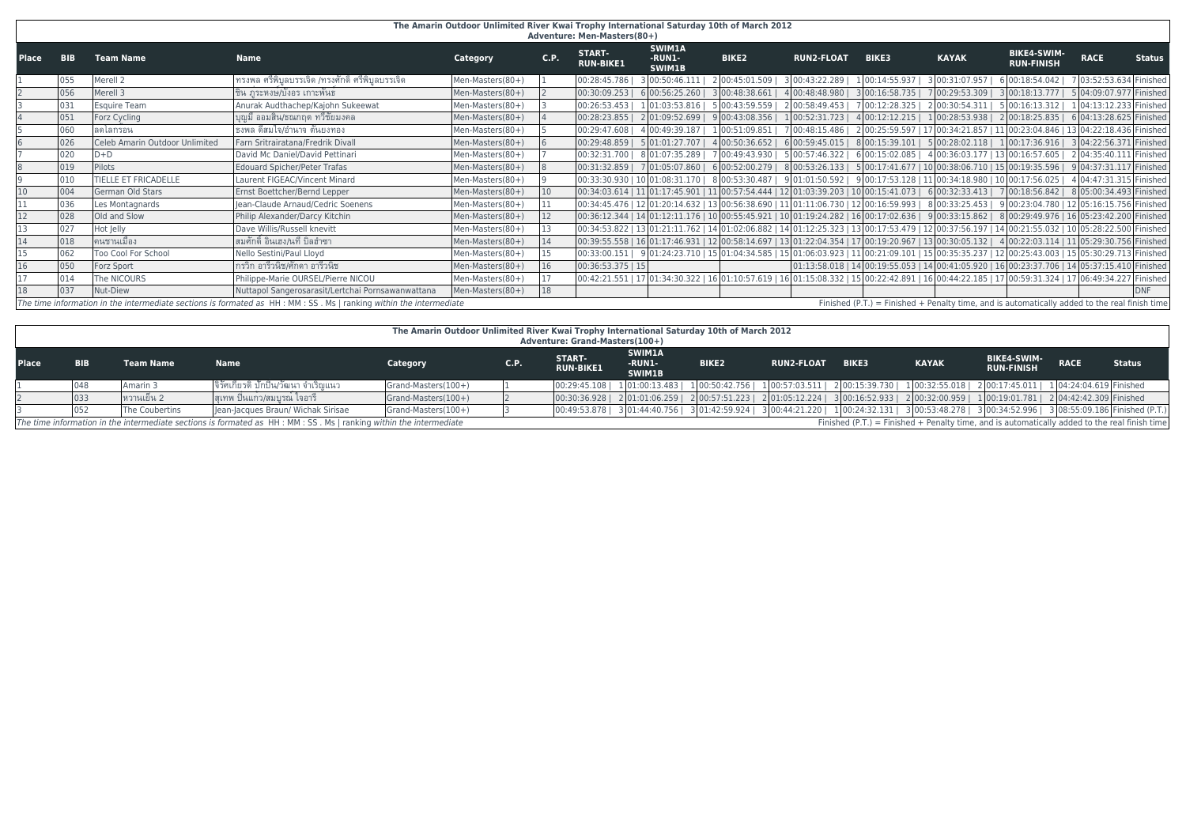## The Amarin Outdoor Unlimited River Kwai Trophy International Saturday 10th of March 2012
### Adventure: Men-Masters(80+)

| Place | BIB | Team Name | Name | Category | C.P. | START-RUN-BIKE1 | | SWIM1A -RUN1-SWIM1B | | BIKE2 | | RUN2-FLOAT | | BIKE3 | | KAYAK | | BIKE4-SWIM-RUN-FINISH | | RACE | Status |
|---|---|---|---|---|---|---|---|---|---|---|---|---|---|---|---|---|---|---|---|---|---|
| 1 | 055 | Merell 2 | ทรงพล ศรีพิบูลบรรเจิด /ทรงศักดิ์ ศรีพิบูลบรรเจิด | Men-Masters(80+) | 1 | 00:28:45.786 | 3 | 00:50:46.111 | 2 | 00:45:01.509 | 3 | 00:43:22.289 | 1 | 00:14:55.937 | 3 | 00:31:07.957 | 6 | 00:18:54.042 | 7 | 03:52:53.634 | Finished |
| 2 | 056 | Merell 3 | ชิน ภูระหงษ์/บังอร เกาะพันธ์ | Men-Masters(80+) | 2 | 00:30:09.253 | 6 | 00:56:25.260 | 3 | 00:48:38.661 | 4 | 00:48:48.980 | 3 | 00:16:58.735 | 7 | 00:29:53.309 | 3 | 00:18:13.777 | 5 | 04:09:07.977 | Finished |
| 3 | 031 | Esquire Team | Anurak Audthachep/Kajohn Sukeewat | Men-Masters(80+) | 3 | 00:26:53.453 | 1 | 01:03:53.816 | 5 | 00:43:59.559 | 2 | 00:58:49.453 | 7 | 00:12:28.325 | 2 | 00:30:54.311 | 5 | 00:16:13.312 | 1 | 04:13:12.233 | Finished |
| 4 | 051 | Forz Cycling | บุญมี ออมสิน/ธณฤต ทวีชัยมงคล | Men-Masters(80+) | 4 | 00:28:23.855 | 2 | 01:09:52.699 | 9 | 00:43:08.356 | 1 | 00:52:31.723 | 4 | 00:12:12.215 | 1 | 00:28:53.938 | 2 | 00:18:25.835 | 6 | 04:13:28.625 | Finished |
| 5 | 060 | ลดโลกร้อน | ธงพล ดีสมใจ/อำนาจ ตันยงทอง | Men-Masters(80+) | 5 | 00:29:47.608 | 4 | 00:49:39.187 | 1 | 00:51:09.851 | 7 | 00:48:15.486 | 2 | 00:25:59.597 | 17 | 00:34:21.857 | 11 | 00:23:04.846 | 13 | 04:22:18.436 | Finished |
| 6 | 026 | Celeb Amarin Outdoor Unlimited | Farn Sritrairatana/Fredrik Divall | Men-Masters(80+) | 6 | 00:29:48.859 | 5 | 01:01:27.707 | 4 | 00:50:36.652 | 6 | 00:59:45.015 | 8 | 00:15:39.101 | 5 | 00:28:02.118 | 1 | 00:17:36.916 | 3 | 04:22:56.371 | Finished |
| 7 | 020 | D+D | David Mc Daniel/David Pettinari | Men-Masters(80+) | 7 | 00:32:31.700 | 8 | 01:07:35.289 | 7 | 00:49:43.930 | 5 | 00:57:46.322 | 6 | 00:15:02.085 | 4 | 00:36:03.177 | 13 | 00:16:57.605 | 2 | 04:35:40.111 | Finished |
| 8 | 019 | Pilots | Edouard Spicher/Peter Trafas | Men-Masters(80+) | 8 | 00:31:32.859 | 7 | 01:05:07.860 | 6 | 00:52:00.279 | 8 | 00:53:26.133 | 5 | 00:17:41.677 | 10 | 00:38:06.710 | 15 | 00:19:35.596 | 9 | 04:37:31.117 | Finished |
| 9 | 010 | TIELLE ET FRICADELLE | Laurent FIGEAC/Vincent Minard | Men-Masters(80+) | 9 | 00:33:30.930 | 10 | 01:08:31.170 | 8 | 00:53:30.487 | 9 | 01:01:50.592 | 9 | 00:17:53.128 | 11 | 00:34:18.980 | 10 | 00:17:56.025 | 4 | 04:47:31.315 | Finished |
| 10 | 004 | German Old Stars | Ernst Boettcher/Bernd Lepper | Men-Masters(80+) | 10 | 00:34:03.614 | 11 | 01:17:45.901 | 11 | 00:57:54.444 | 12 | 01:03:39.203 | 10 | 00:15:41.073 | 6 | 00:32:33.413 | 7 | 00:18:56.842 | 8 | 05:00:34.493 | Finished |
| 11 | 036 | Les Montagnards | Jean-Claude Arnaud/Cedric Soenens | Men-Masters(80+) | 11 | 00:34:45.476 | 12 | 01:20:14.632 | 13 | 00:56:38.690 | 11 | 01:11:06.730 | 12 | 00:16:59.993 | 8 | 00:33:25.453 | 9 | 00:23:04.780 | 12 | 05:16:15.756 | Finished |
| 12 | 028 | Old and Slow | Philip Alexander/Darcy Kitchin | Men-Masters(80+) | 12 | 00:36:12.344 | 14 | 01:12:11.176 | 10 | 00:55:45.921 | 10 | 01:19:24.282 | 16 | 00:17:02.636 | 9 | 00:33:15.862 | 8 | 00:29:49.976 | 16 | 05:23:42.200 | Finished |
| 13 | 027 | Hot Jelly | Dave Willis/Russell knevitt | Men-Masters(80+) | 13 | 00:34:53.822 | 13 | 01:21:11.762 | 14 | 01:02:06.882 | 14 | 01:12:25.323 | 13 | 00:17:53.479 | 12 | 00:37:56.197 | 14 | 00:21:55.032 | 10 | 05:28:22.500 | Finished |
| 14 | 018 | คนชานเมือง | สมศักดิ์ อินเฮง/นที บิลยำชา | Men-Masters(80+) | 14 | 00:39:55.558 | 16 | 01:17:46.931 | 12 | 00:58:14.697 | 13 | 01:22:04.354 | 17 | 00:19:20.967 | 13 | 00:30:05.132 | 4 | 00:22:03.114 | 11 | 05:29:30.756 | Finished |
| 15 | 062 | Too Cool For School | Nello Sestini/Paul Lloyd | Men-Masters(80+) | 15 | 00:33:00.151 | 9 | 01:24:23.710 | 15 | 01:04:34.585 | 15 | 01:06:03.923 | 11 | 00:21:09.101 | 15 | 00:35:35.237 | 12 | 00:25:43.003 | 15 | 05:30:29.713 | Finished |
| 16 | 050 | Forz Sport | กรวิก อารีวนิช/ศักดา อารีวนิช | Men-Masters(80+) | 16 | 00:36:53.375 | 15 | | | | | 01:13:58.018 | 14 | 00:19:55.053 | 14 | 00:41:05.920 | 16 | 00:23:37.706 | 14 | 05:37:15.410 | Finished |
| 17 | 014 | The NICOURS | Philippe-Marie OURSEL/Pierre NICOU | Men-Masters(80+) | 17 | 00:42:21.551 | 17 | 01:34:30.322 | 16 | 01:10:57.619 | 16 | 01:15:08.332 | 15 | 00:22:42.891 | 16 | 00:44:22.185 | 17 | 00:59:31.324 | 17 | 06:49:34.227 | Finished |
| 18 | 037 | Nut-Diew | Nuttapol Sangerosarasit/Lertchai Pornsawanwattana | Men-Masters(80+) | 18 | | | | | | | | | | | | | | | | DNF |

*The time information in the intermediate sections is formatted as HH : MM : SS . Ms | ranking within the intermediate*

Finished (P.T.) = Finished + Penalty time, and is automatically added to the real finish time

## The Amarin Outdoor Unlimited River Kwai Trophy International Saturday 10th of March 2012
### Adventure: Grand-Masters(100+)

| Place | BIB | Team Name | Name | Category | C.P. | START-RUN-BIKE1 | | SWIM1A -RUN1-SWIM1B | | BIKE2 | | RUN2-FLOAT | | BIKE3 | | KAYAK | | BIKE4-SWIM-RUN-FINISH | | RACE | Status |
|---|---|---|---|---|---|---|---|---|---|---|---|---|---|---|---|---|---|---|---|---|---|
| 1 | 048 | Amarin 3 | จิรัฐเกียรติ ปักปิ่น/วัฒนา จำเริญแนว | Grand-Masters(100+) | 1 | 00:29:45.108 | 1 | 01:00:13.483 | 1 | 00:50:42.756 | 1 | 00:57:03.511 | 2 | 00:15:39.730 | 1 | 00:32:55.018 | 2 | 00:17:45.011 | 1 | 04:24:04.619 | Finished |
| 2 | 033 | หวานเย็น 2 | สุเทพ ปิ่นแก้ว/สมบูรณ์ ใจอารี | Grand-Masters(100+) | 2 | 00:30:36.928 | 2 | 01:01:06.259 | 2 | 00:57:51.223 | 2 | 01:05:12.224 | 3 | 00:16:52.933 | 2 | 00:32:00.959 | 1 | 00:19:01.781 | 2 | 04:42:42.309 | Finished |
| 3 | 052 | The Coubertins | Jean-Jacques Braun/ Wichak Sirisae | Grand-Masters(100+) | 3 | 00:49:53.878 | 3 | 01:44:40.756 | 3 | 01:42:59.924 | 3 | 00:44:21.220 | 1 | 00:24:32.131 | 3 | 00:53:48.278 | 3 | 00:34:52.996 | 3 | 08:55:09.186 | Finished (P.T.) |

*The time information in the intermediate sections is formatted as HH : MM : SS . Ms | ranking within the intermediate*

Finished (P.T.) = Finished + Penalty time, and is automatically added to the real finish time